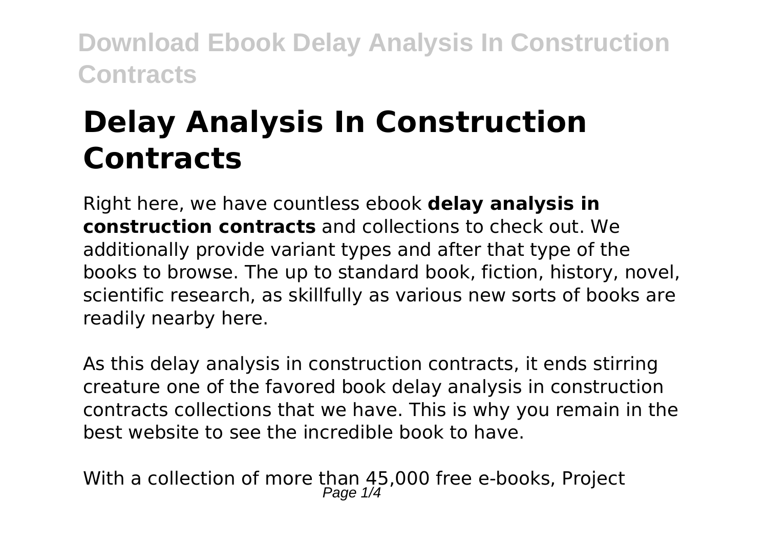# Delay Analysis In Construction Contracts

Right here, we have countless ebook **delay analysis in construction contracts** and collections to check out. We additionally provide variant types and after that type of the books to browse. The up to standard book, fiction, history, novel, scientific research, as skillfully as various new sorts of books are readily nearby here.

As this delay analysis in construction contracts, it ends stirring creature one of the favored book delay analysis in construction contracts collections that we have. This is why you remain in the best website to see the incredible book to have.

With a collection of more than 45,000 free e-books, Project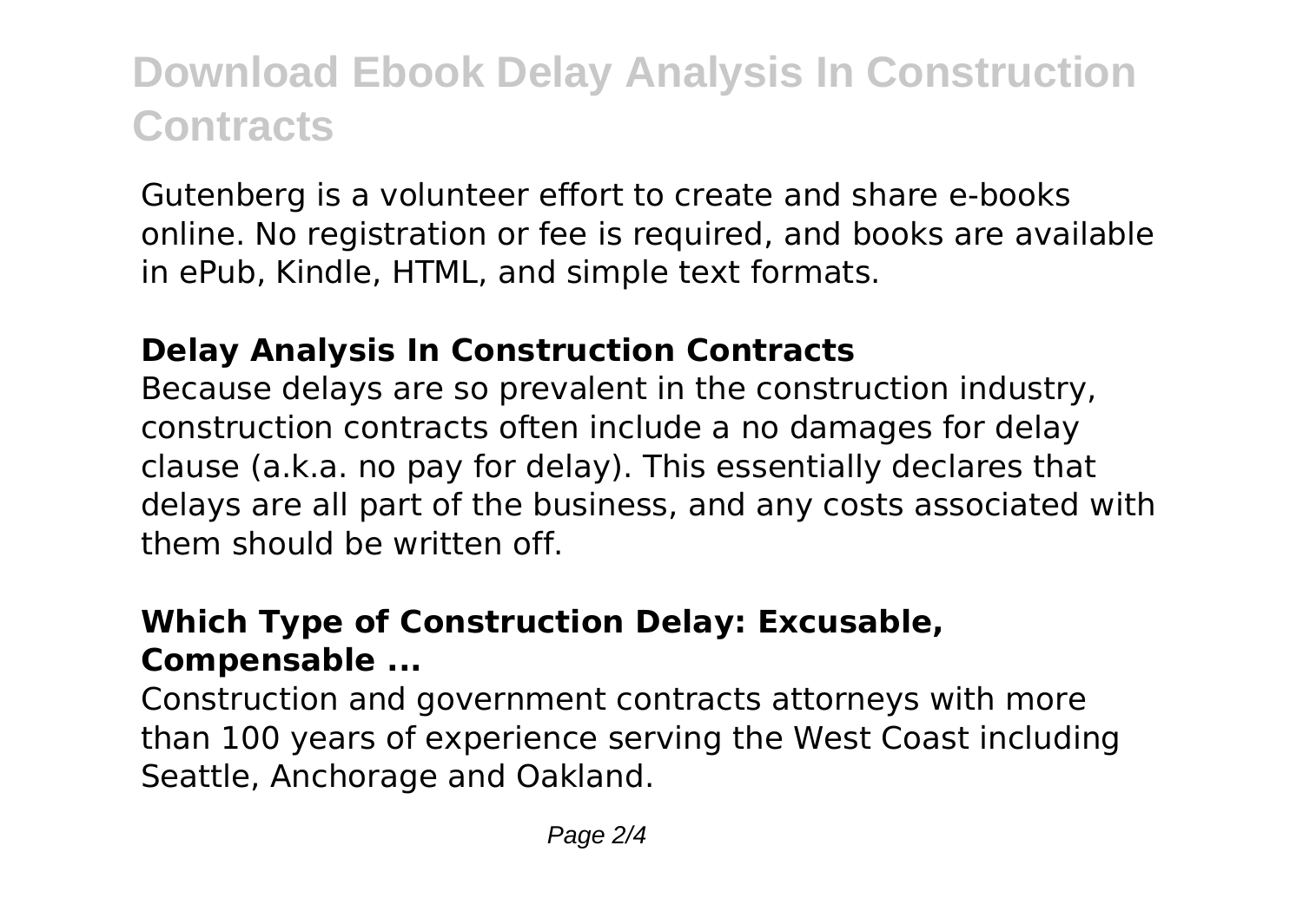Gutenberg is a volunteer effort to create and share e-books online. No registration or fee is required, and books are available in ePub, Kindle, HTML, and simple text formats.

## Delay Analysis In Construction Contracts

Because delays are so prevalent in the construction industry, construction contracts often include a no damages for delay clause (a.k.a. no pay for delay). This essentially declares that delays are all part of the business, and any costs associated with them should be written off.

## Which Type of Construction Delay: Excusable, Compensable ...

Construction and government contracts attorneys with more than 100 years of experience serving the West Coast including Seattle, Anchorage and Oakland.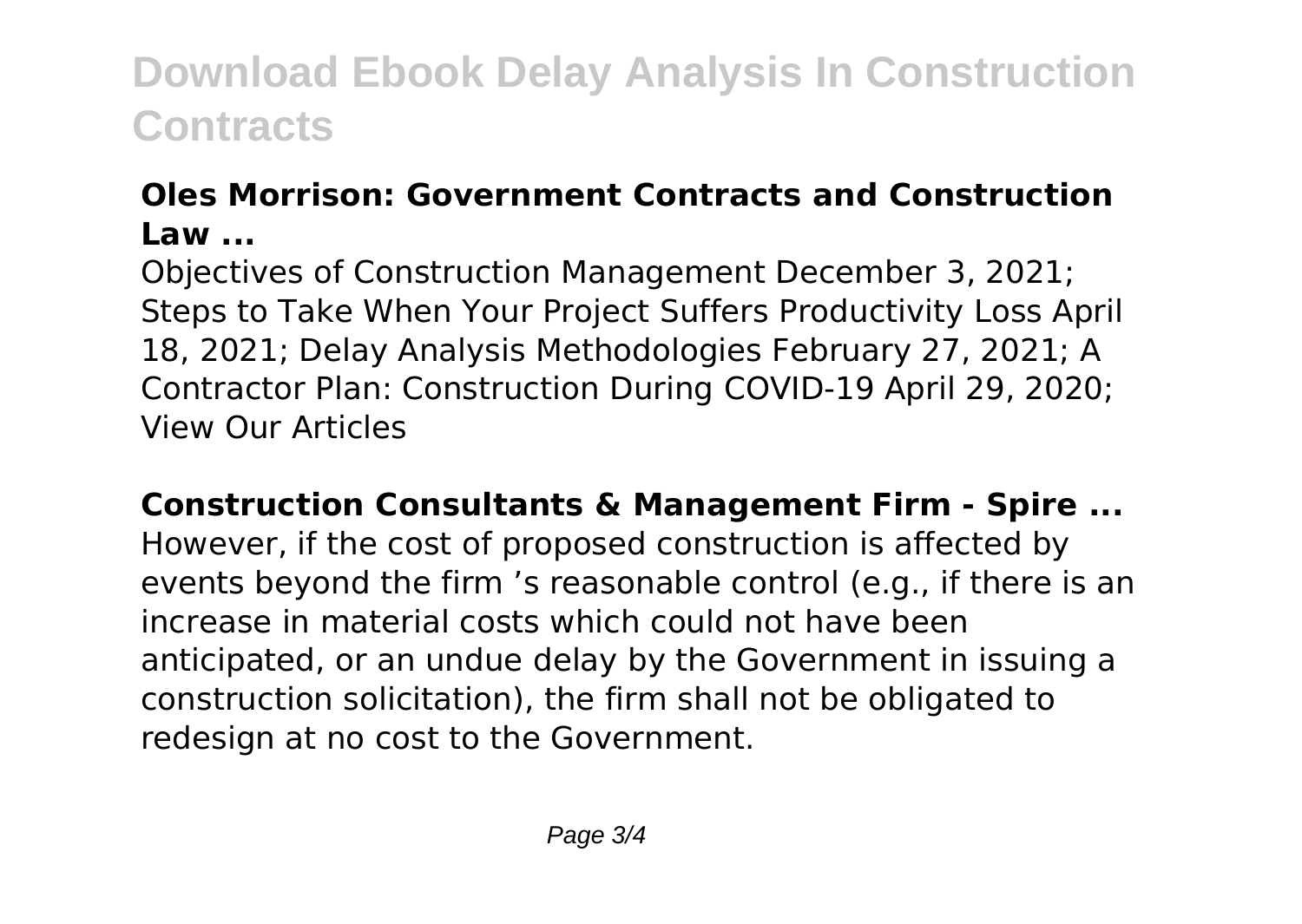**Oles Morrison: Government Contracts and Construction Law ...**

Objectives of Construction Management December 3, 2021; Steps to Take When Your Project Suffers Productivity Loss April 18, 2021; Delay Analysis Methodologies February 27, 2021; A Contractor Plan: Construction During COVID-19 April 29, 2020; View Our Articles

**Construction Consultants & Management Firm - Spire ...**

However, if the cost of proposed construction is affected by events beyond the firm 's reasonable control (e.g., if there is an increase in material costs which could not have been anticipated, or an undue delay by the Government in issuing a construction solicitation), the firm shall not be obligated to redesign at no cost to the Government.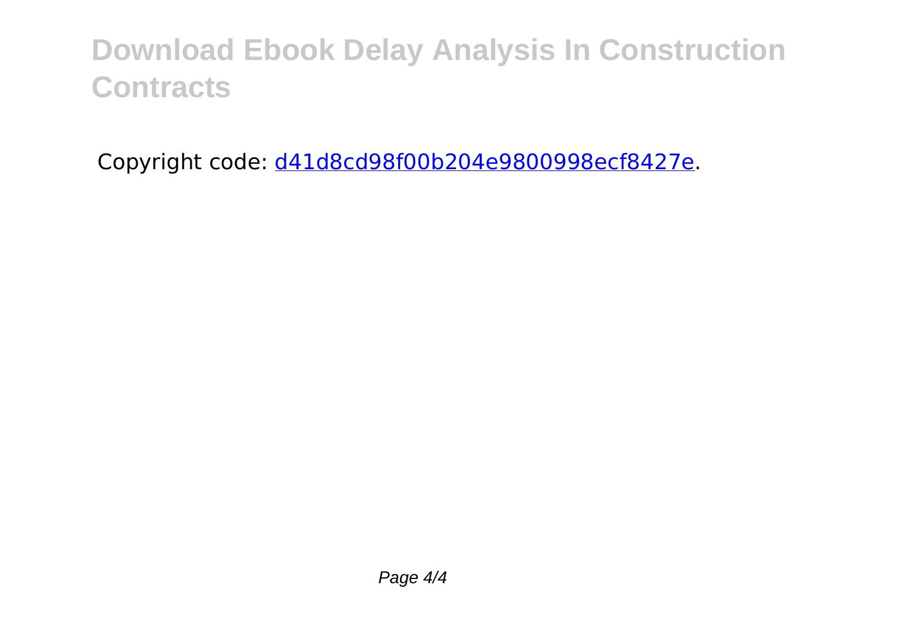Copyright code: d41d8cd98f00b204e9800998ecf8427e.